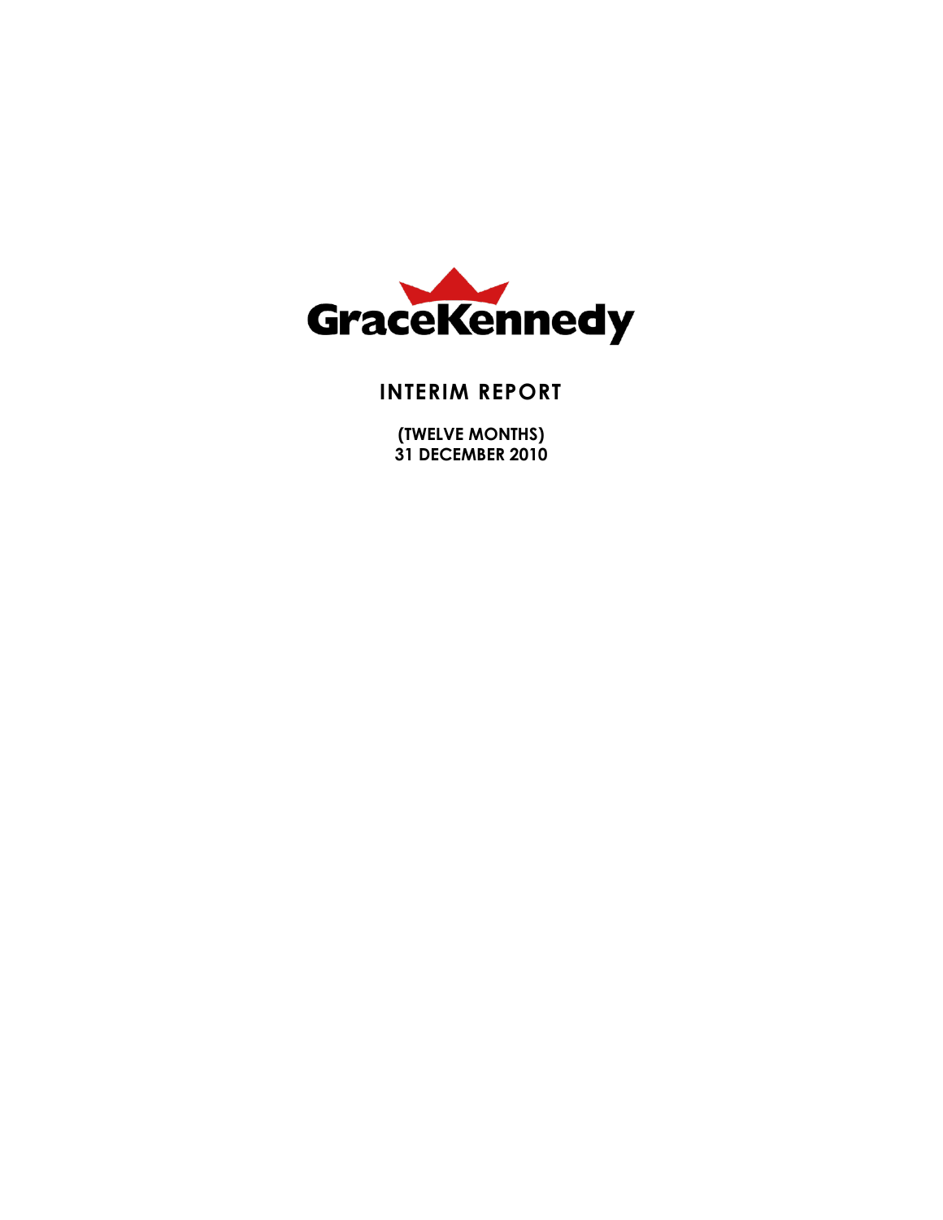# GraceKennedy

## INTERIM REPORT

**(TWELVE MONTHS)**
**31 DECEMBER 2010**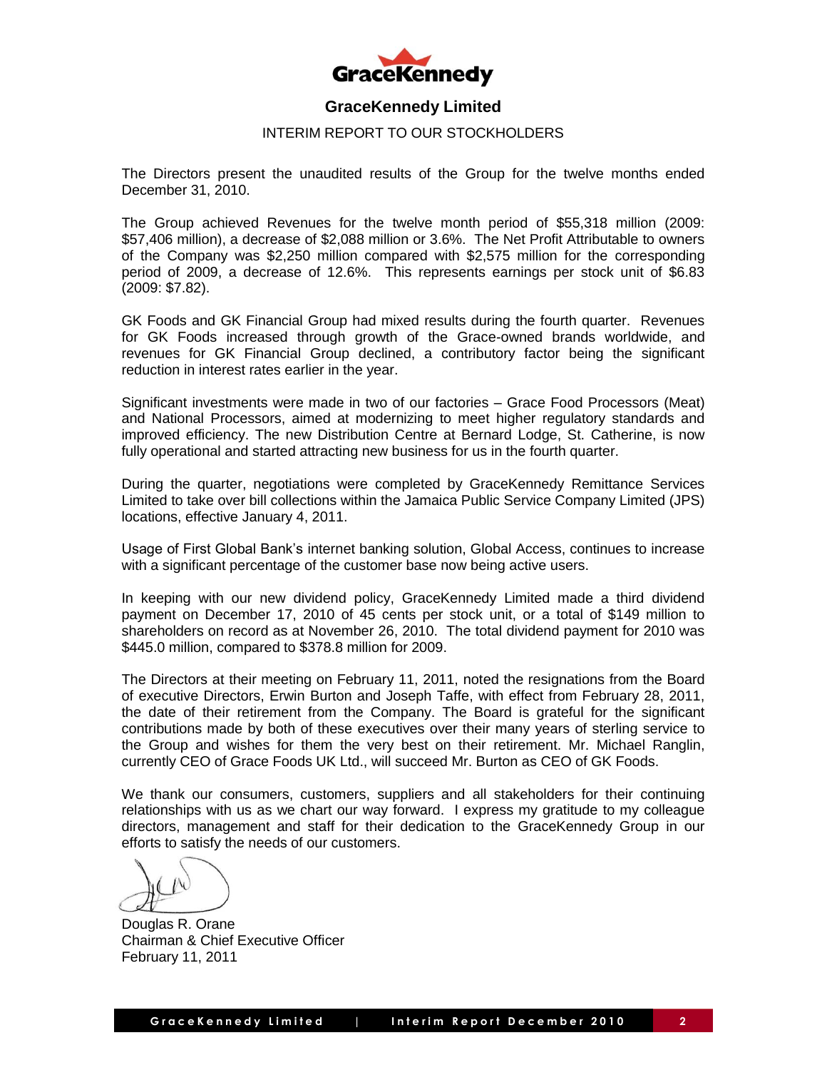# GraceKennedy Limited

## INTERIM REPORT TO OUR STOCKHOLDERS

The Directors present the unaudited results of the Group for the twelve months ended December 31, 2010.

The Group achieved Revenues for the twelve month period of $55,318 million (2009: $57,406 million), a decrease of $2,088 million or 3.6%. The Net Profit Attributable to owners of the Company was $2,250 million compared with $2,575 million for the corresponding period of 2009, a decrease of 12.6%. This represents earnings per stock unit of $6.83 (2009: $7.82).

GK Foods and GK Financial Group had mixed results during the fourth quarter. Revenues for GK Foods increased through growth of the Grace-owned brands worldwide, and revenues for GK Financial Group declined, a contributory factor being the significant reduction in interest rates earlier in the year.

Significant investments were made in two of our factories – Grace Food Processors (Meat) and National Processors, aimed at modernizing to meet higher regulatory standards and improved efficiency. The new Distribution Centre at Bernard Lodge, St. Catherine, is now fully operational and started attracting new business for us in the fourth quarter.

During the quarter, negotiations were completed by GraceKennedy Remittance Services Limited to take over bill collections within the Jamaica Public Service Company Limited (JPS) locations, effective January 4, 2011.

Usage of First Global Bank's internet banking solution, Global Access, continues to increase with a significant percentage of the customer base now being active users.

In keeping with our new dividend policy, GraceKennedy Limited made a third dividend payment on December 17, 2010 of 45 cents per stock unit, or a total of $149 million to shareholders on record as at November 26, 2010. The total dividend payment for 2010 was $445.0 million, compared to $378.8 million for 2009.

The Directors at their meeting on February 11, 2011, noted the resignations from the Board of executive Directors, Erwin Burton and Joseph Taffe, with effect from February 28, 2011, the date of their retirement from the Company. The Board is grateful for the significant contributions made by both of these executives over their many years of sterling service to the Group and wishes for them the very best on their retirement. Mr. Michael Ranglin, currently CEO of Grace Foods UK Ltd., will succeed Mr. Burton as CEO of GK Foods.

We thank our consumers, customers, suppliers and all stakeholders for their continuing relationships with us as we chart our way forward. I express my gratitude to my colleague directors, management and staff for their dedication to the GraceKennedy Group in our efforts to satisfy the needs of our customers.

Douglas R. Orane
Chairman & Chief Executive Officer
February 11, 2011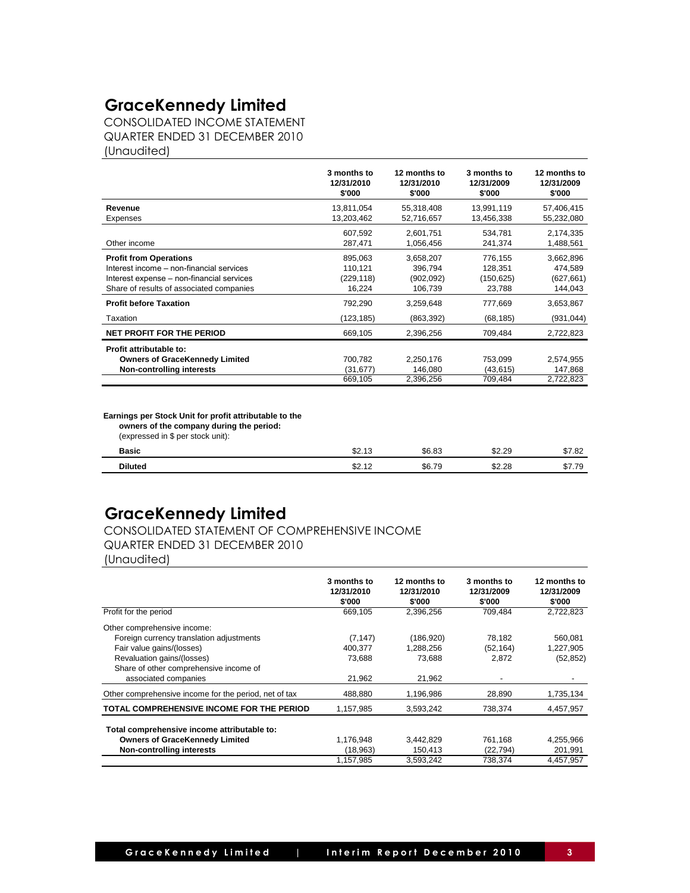# GraceKennedy Limited

CONSOLIDATED INCOME STATEMENT
QUARTER ENDED 31 DECEMBER 2010
(Unaudited)

| | 3 months to 12/31/2010 $'000 | 12 months to 12/31/2010 $'000 | 3 months to 12/31/2009 $'000 | 12 months to 12/31/2009 $'000 |
|---|---|---|---|---|
| **Revenue** | 13,811,054 | 55,318,408 | 13,991,119 | 57,406,415 |
| Expenses | 13,203,462 | 52,716,657 | 13,456,338 | 55,232,080 |
| | 607,592 | 2,601,751 | 534,781 | 2,174,335 |
| Other income | 287,471 | 1,056,456 | 241,374 | 1,488,561 |
| **Profit from Operations** | 895,063 | 3,658,207 | 776,155 | 3,662,896 |
| Interest income – non-financial services | 110,121 | 396,794 | 128,351 | 474,589 |
| Interest expense – non-financial services | (229,118) | (902,092) | (150,625) | (627,661) |
| Share of results of associated companies | 16,224 | 106,739 | 23,788 | 144,043 |
| **Profit before Taxation** | 792,290 | 3,259,648 | 777,669 | 3,653,867 |
| Taxation | (123,185) | (863,392) | (68,185) | (931,044) |
| **NET PROFIT FOR THE PERIOD** | 669,105 | 2,396,256 | 709,484 | 2,722,823 |
| **Profit attributable to:** | | | | |
| **Owners of GraceKennedy Limited** | 700,782 | 2,250,176 | 753,099 | 2,574,955 |
| **Non-controlling interests** | (31,677) | 146,080 | (43,615) | 147,868 |
| | 669,105 | 2,396,256 | 709,484 | 2,722,823 |

**Earnings per Stock Unit for profit attributable to the owners of the company during the period:**
(expressed in $ per stock unit):

| | 3 months to 12/31/2010 | 12 months to 12/31/2010 | 3 months to 12/31/2009 | 12 months to 12/31/2009 |
|---|---|---|---|---|
| **Basic** | $2.13 | $6.83 | $2.29 | $7.82 |
| **Diluted** | $2.12 | $6.79 | $2.28 | $7.79 |

# GraceKennedy Limited

CONSOLIDATED STATEMENT OF COMPREHENSIVE INCOME
QUARTER ENDED 31 DECEMBER 2010
(Unaudited)

| | 3 months to 12/31/2010 $'000 | 12 months to 12/31/2010 $'000 | 3 months to 12/31/2009 $'000 | 12 months to 12/31/2009 $'000 |
|---|---|---|---|---|
| Profit for the period | 669,105 | 2,396,256 | 709,484 | 2,722,823 |
| Other comprehensive income: | | | | |
| Foreign currency translation adjustments | (7,147) | (186,920) | 78,182 | 560,081 |
| Fair value gains/(losses) | 400,377 | 1,288,256 | (52,164) | 1,227,905 |
| Revaluation gains/(losses) | 73,688 | 73,688 | 2,872 | (52,852) |
| Share of other comprehensive income of associated companies | 21,962 | 21,962 | - | - |
| Other comprehensive income for the period, net of tax | 488,880 | 1,196,986 | 28,890 | 1,735,134 |
| **TOTAL COMPREHENSIVE INCOME FOR THE PERIOD** | 1,157,985 | 3,593,242 | 738,374 | 4,457,957 |
| **Total comprehensive income attributable to:** | | | | |
| **Owners of GraceKennedy Limited** | 1,176,948 | 3,442,829 | 761,168 | 4,255,966 |
| **Non-controlling interests** | (18,963) | 150,413 | (22,794) | 201,991 |
| | 1,157,985 | 3,593,242 | 738,374 | 4,457,957 |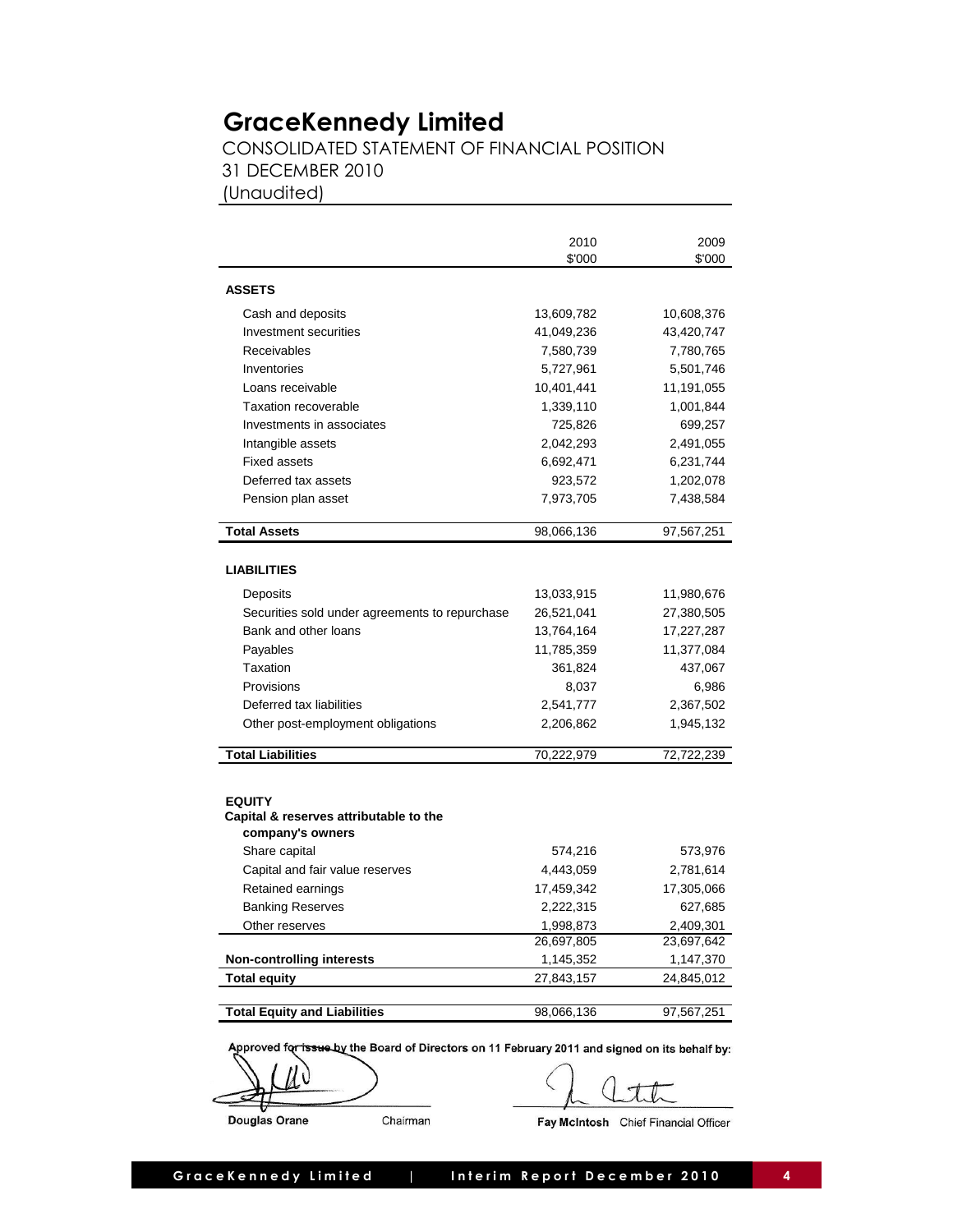# GraceKennedy Limited

CONSOLIDATED STATEMENT OF FINANCIAL POSITION
31 DECEMBER 2010
(Unaudited)

| | 2010<br>$'000 | 2009<br>$'000 |
|---|---|---|
| **ASSETS** | | |
| Cash and deposits | 13,609,782 | 10,608,376 |
| Investment securities | 41,049,236 | 43,420,747 |
| Receivables | 7,580,739 | 7,780,765 |
| Inventories | 5,727,961 | 5,501,746 |
| Loans receivable | 10,401,441 | 11,191,055 |
| Taxation recoverable | 1,339,110 | 1,001,844 |
| Investments in associates | 725,826 | 699,257 |
| Intangible assets | 2,042,293 | 2,491,055 |
| Fixed assets | 6,692,471 | 6,231,744 |
| Deferred tax assets | 923,572 | 1,202,078 |
| Pension plan asset | 7,973,705 | 7,438,584 |
| **Total Assets** | 98,066,136 | 97,567,251 |
| **LIABILITIES** | | |
| Deposits | 13,033,915 | 11,980,676 |
| Securities sold under agreements to repurchase | 26,521,041 | 27,380,505 |
| Bank and other loans | 13,764,164 | 17,227,287 |
| Payables | 11,785,359 | 11,377,084 |
| Taxation | 361,824 | 437,067 |
| Provisions | 8,037 | 6,986 |
| Deferred tax liabilities | 2,541,777 | 2,367,502 |
| Other post-employment obligations | 2,206,862 | 1,945,132 |
| **Total Liabilities** | 70,222,979 | 72,722,239 |
| **EQUITY** | | |
| **Capital & reserves attributable to the company's owners** | | |
| Share capital | 574,216 | 573,976 |
| Capital and fair value reserves | 4,443,059 | 2,781,614 |
| Retained earnings | 17,459,342 | 17,305,066 |
| Banking Reserves | 2,222,315 | 627,685 |
| Other reserves | 1,998,873 | 2,409,301 |
| | 26,697,805 | 23,697,642 |
| **Non-controlling interests** | 1,145,352 | 1,147,370 |
| **Total equity** | 27,843,157 | 24,845,012 |
| **Total Equity and Liabilities** | 98,066,136 | 97,567,251 |

Approved for issue by the Board of Directors on 11 February 2011 and signed on its behalf by:

**Douglas Orane** Chairman

**Fay McIntosh** Chief Financial Officer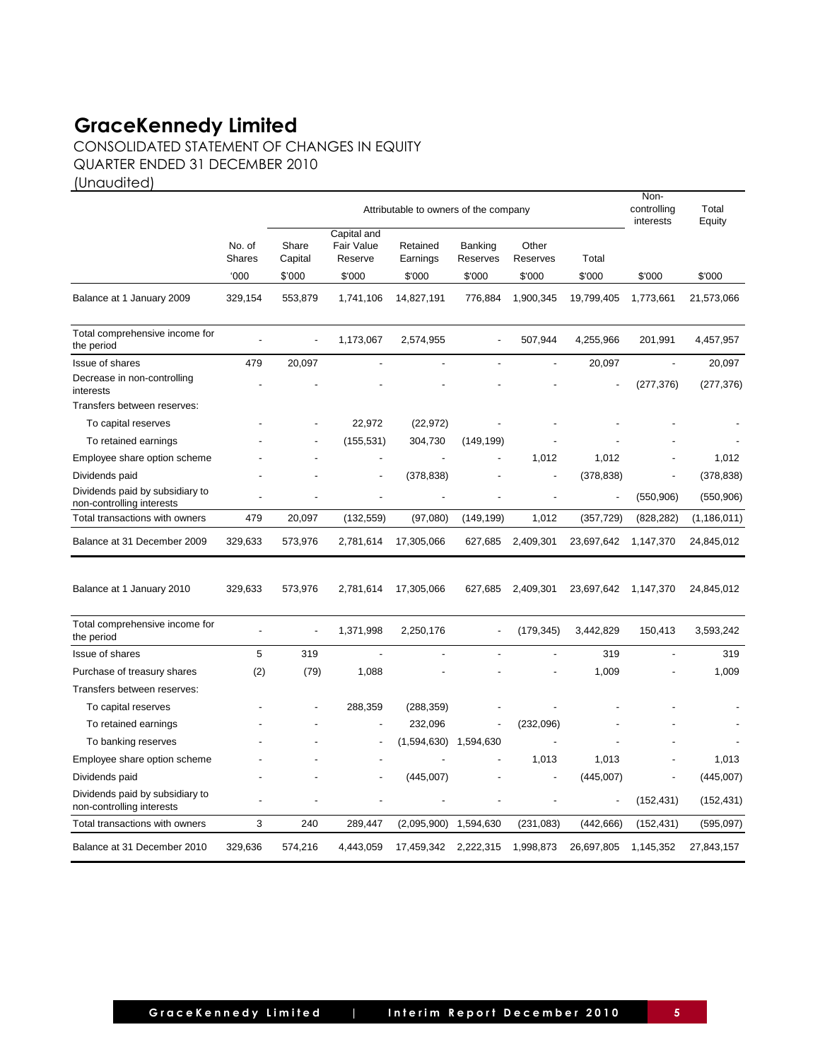# GraceKennedy Limited

CONSOLIDATED STATEMENT OF CHANGES IN EQUITY
QUARTER ENDED 31 DECEMBER 2010
(Unaudited)

| | | Attributable to owners of the company | | | | | | Non-controlling interests | Total Equity |
|---|---|---|---|---|---|---|---|---|---|
| | No. of Shares | Share Capital | Capital and Fair Value Reserve | Retained Earnings | Banking Reserves | Other Reserves | Total | | |
| | '000 | $'000 | $'000 | $'000 | $'000 | $'000 | $'000 | $'000 | $'000 |
| Balance at 1 January 2009 | 329,154 | 553,879 | 1,741,106 | 14,827,191 | 776,884 | 1,900,345 | 19,799,405 | 1,773,661 | 21,573,066 |
| Total comprehensive income for the period | - | - | 1,173,067 | 2,574,955 | - | 507,944 | 4,255,966 | 201,991 | 4,457,957 |
| Issue of shares | 479 | 20,097 | - | - | - | - | 20,097 | - | 20,097 |
| Decrease in non-controlling interests | - | - | - | - | - | - | - | (277,376) | (277,376) |
| Transfers between reserves: | | | | | | | | | |
| To capital reserves | - | - | 22,972 | (22,972) | - | - | - | - | - |
| To retained earnings | - | - | (155,531) | 304,730 | (149,199) | - | - | - | - |
| Employee share option scheme | - | - | - | - | - | 1,012 | 1,012 | - | 1,012 |
| Dividends paid | - | - | - | (378,838) | - | - | (378,838) | - | (378,838) |
| Dividends paid by subsidiary to non-controlling interests | - | - | - | - | - | - | - | (550,906) | (550,906) |
| Total transactions with owners | 479 | 20,097 | (132,559) | (97,080) | (149,199) | 1,012 | (357,729) | (828,282) | (1,186,011) |
| Balance at 31 December 2009 | 329,633 | 573,976 | 2,781,614 | 17,305,066 | 627,685 | 2,409,301 | 23,697,642 | 1,147,370 | 24,845,012 |
| | | | | | | | | | |
| Balance at 1 January 2010 | 329,633 | 573,976 | 2,781,614 | 17,305,066 | 627,685 | 2,409,301 | 23,697,642 | 1,147,370 | 24,845,012 |
| Total comprehensive income for the period | - | - | 1,371,998 | 2,250,176 | - | (179,345) | 3,442,829 | 150,413 | 3,593,242 |
| Issue of shares | 5 | 319 | - | - | - | - | 319 | - | 319 |
| Purchase of treasury shares | (2) | (79) | 1,088 | - | - | - | 1,009 | - | 1,009 |
| Transfers between reserves: | | | | | | | | | |
| To capital reserves | - | - | 288,359 | (288,359) | - | - | - | - | - |
| To retained earnings | - | - | - | 232,096 | - | (232,096) | - | - | - |
| To banking reserves | - | - | - | (1,594,630) | 1,594,630 | - | - | - | - |
| Employee share option scheme | - | - | - | - | - | 1,013 | 1,013 | - | 1,013 |
| Dividends paid | - | - | - | (445,007) | - | - | (445,007) | - | (445,007) |
| Dividends paid by subsidiary to non-controlling interests | - | - | - | - | - | - | - | (152,431) | (152,431) |
| Total transactions with owners | 3 | 240 | 289,447 | (2,095,900) | 1,594,630 | (231,083) | (442,666) | (152,431) | (595,097) |
| Balance at 31 December 2010 | 329,636 | 574,216 | 4,443,059 | 17,459,342 | 2,222,315 | 1,998,873 | 26,697,805 | 1,145,352 | 27,843,157 |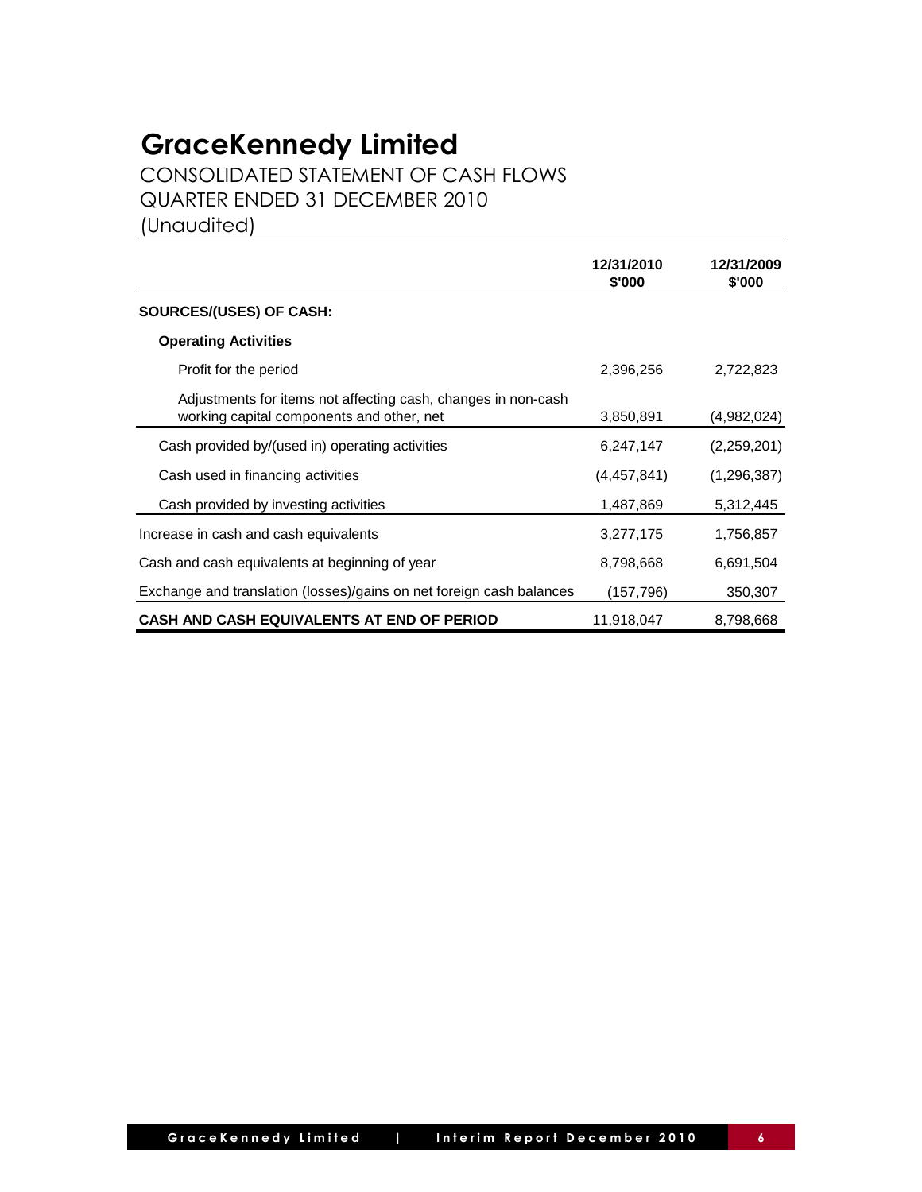# GraceKennedy Limited

## CONSOLIDATED STATEMENT OF CASH FLOWS
## QUARTER ENDED 31 DECEMBER 2010
## (Unaudited)

| | 12/31/2010 $'000 | 12/31/2009 $'000 |
|---|---|---|
| **SOURCES/(USES) OF CASH:** | | |
| **Operating Activities** | | |
| Profit for the period | 2,396,256 | 2,722,823 |
| Adjustments for items not affecting cash, changes in non-cash working capital components and other, net | 3,850,891 | (4,982,024) |
| Cash provided by/(used in) operating activities | 6,247,147 | (2,259,201) |
| Cash used in financing activities | (4,457,841) | (1,296,387) |
| Cash provided by investing activities | 1,487,869 | 5,312,445 |
| Increase in cash and cash equivalents | 3,277,175 | 1,756,857 |
| Cash and cash equivalents at beginning of year | 8,798,668 | 6,691,504 |
| Exchange and translation (losses)/gains on net foreign cash balances | (157,796) | 350,307 |
| **CASH AND CASH EQUIVALENTS AT END OF PERIOD** | 11,918,047 | 8,798,668 |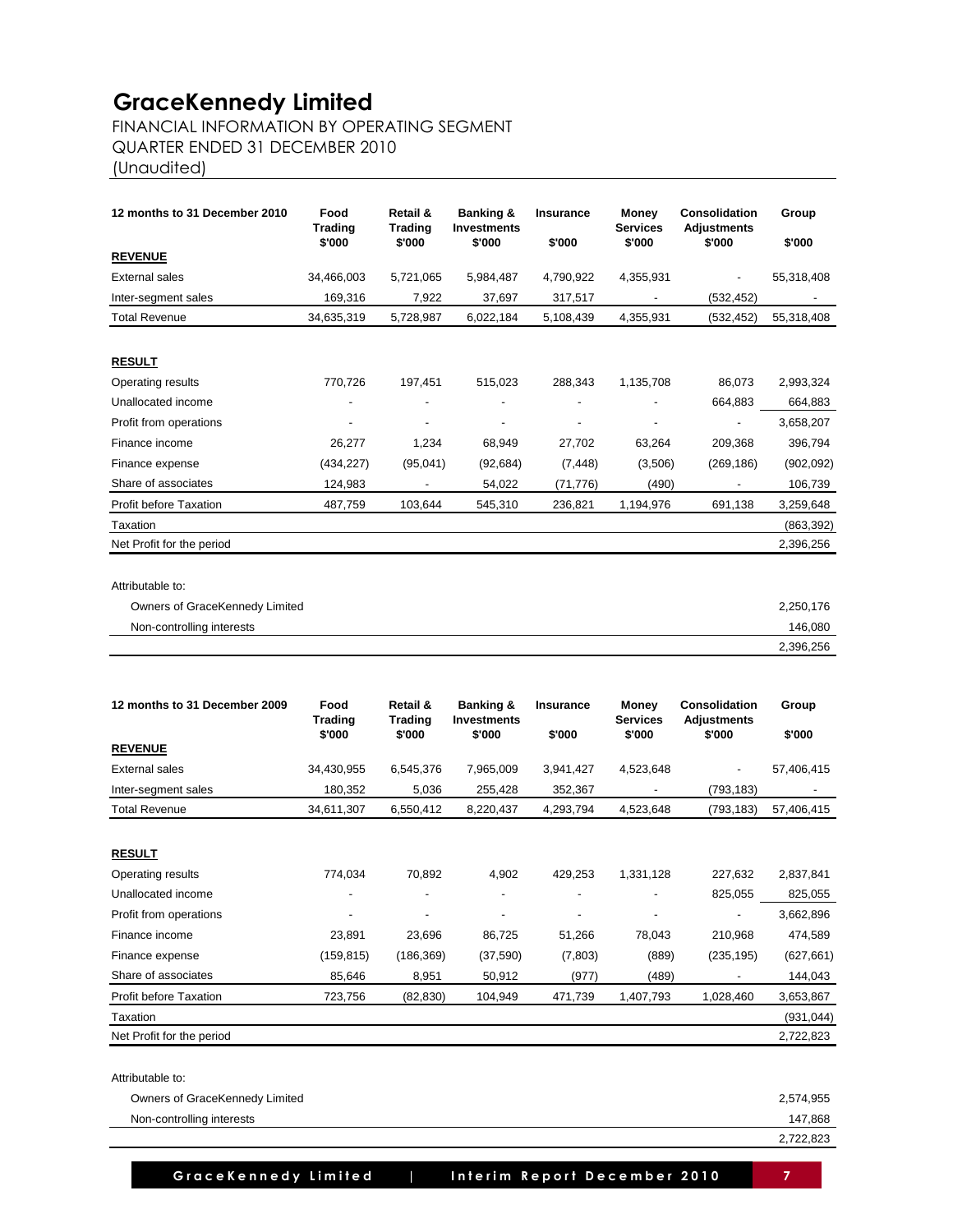# GraceKennedy Limited

FINANCIAL INFORMATION BY OPERATING SEGMENT
QUARTER ENDED 31 DECEMBER 2010
(Unaudited)

| 12 months to 31 December 2010 | Food Trading $'000 | Retail & Trading $'000 | Banking & Investments $'000 | Insurance $'000 | Money Services $'000 | Consolidation Adjustments $'000 | Group $'000 |
|---|---|---|---|---|---|---|---|
| **REVENUE** | | | | | | | |
| External sales | 34,466,003 | 5,721,065 | 5,984,487 | 4,790,922 | 4,355,931 | - | 55,318,408 |
| Inter-segment sales | 169,316 | 7,922 | 37,697 | 317,517 | - | (532,452) | - |
| Total Revenue | 34,635,319 | 5,728,987 | 6,022,184 | 5,108,439 | 4,355,931 | (532,452) | 55,318,408 |
| **RESULT** | | | | | | | |
| Operating results | 770,726 | 197,451 | 515,023 | 288,343 | 1,135,708 | 86,073 | 2,993,324 |
| Unallocated income | - | - | - | - | - | 664,883 | 664,883 |
| Profit from operations | - | - | - | - | - | - | 3,658,207 |
| Finance income | 26,277 | 1,234 | 68,949 | 27,702 | 63,264 | 209,368 | 396,794 |
| Finance expense | (434,227) | (95,041) | (92,684) | (7,448) | (3,506) | (269,186) | (902,092) |
| Share of associates | 124,983 | - | 54,022 | (71,776) | (490) | - | 106,739 |
| Profit before Taxation | 487,759 | 103,644 | 545,310 | 236,821 | 1,194,976 | 691,138 | 3,259,648 |
| Taxation | | | | | | | (863,392) |
| Net Profit for the period | | | | | | | 2,396,256 |
| Attributable to: | | | | | | | |
| Owners of GraceKennedy Limited | | | | | | | 2,250,176 |
| Non-controlling interests | | | | | | | 146,080 |
| | | | | | | | 2,396,256 |

| 12 months to 31 December 2009 | Food Trading $'000 | Retail & Trading $'000 | Banking & Investments $'000 | Insurance $'000 | Money Services $'000 | Consolidation Adjustments $'000 | Group $'000 |
|---|---|---|---|---|---|---|---|
| **REVENUE** | | | | | | | |
| External sales | 34,430,955 | 6,545,376 | 7,965,009 | 3,941,427 | 4,523,648 | - | 57,406,415 |
| Inter-segment sales | 180,352 | 5,036 | 255,428 | 352,367 | - | (793,183) | - |
| Total Revenue | 34,611,307 | 6,550,412 | 8,220,437 | 4,293,794 | 4,523,648 | (793,183) | 57,406,415 |
| **RESULT** | | | | | | | |
| Operating results | 774,034 | 70,892 | 4,902 | 429,253 | 1,331,128 | 227,632 | 2,837,841 |
| Unallocated income | - | - | - | - | - | 825,055 | 825,055 |
| Profit from operations | - | - | - | - | - | - | 3,662,896 |
| Finance income | 23,891 | 23,696 | 86,725 | 51,266 | 78,043 | 210,968 | 474,589 |
| Finance expense | (159,815) | (186,369) | (37,590) | (7,803) | (889) | (235,195) | (627,661) |
| Share of associates | 85,646 | 8,951 | 50,912 | (977) | (489) | - | 144,043 |
| Profit before Taxation | 723,756 | (82,830) | 104,949 | 471,739 | 1,407,793 | 1,028,460 | 3,653,867 |
| Taxation | | | | | | | (931,044) |
| Net Profit for the period | | | | | | | 2,722,823 |
| Attributable to: | | | | | | | |
| Owners of GraceKennedy Limited | | | | | | | 2,574,955 |
| Non-controlling interests | | | | | | | 147,868 |
| | | | | | | | 2,722,823 |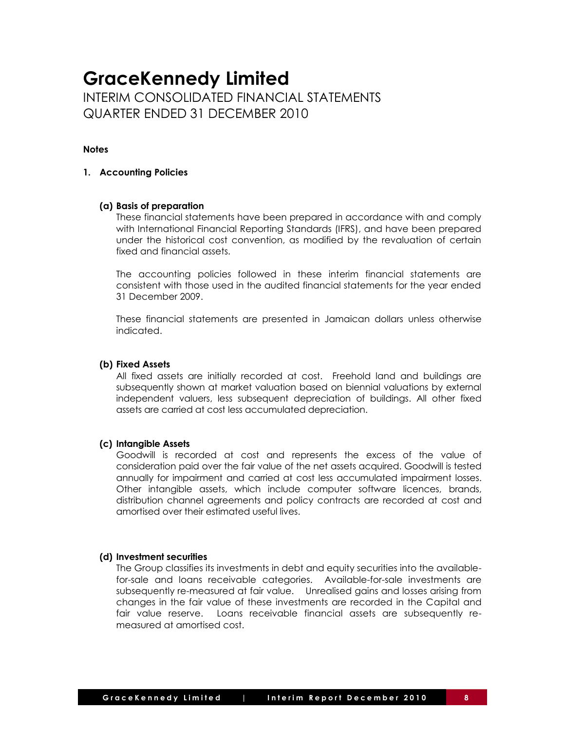# GraceKennedy Limited

INTERIM CONSOLIDATED FINANCIAL STATEMENTS
QUARTER ENDED 31 DECEMBER 2010

**Notes**

**1. Accounting Policies**

**(a) Basis of preparation**

These financial statements have been prepared in accordance with and comply with International Financial Reporting Standards (IFRS), and have been prepared under the historical cost convention, as modified by the revaluation of certain fixed and financial assets.

The accounting policies followed in these interim financial statements are consistent with those used in the audited financial statements for the year ended 31 December 2009.

These financial statements are presented in Jamaican dollars unless otherwise indicated.

**(b) Fixed Assets**

All fixed assets are initially recorded at cost. Freehold land and buildings are subsequently shown at market valuation based on biennial valuations by external independent valuers, less subsequent depreciation of buildings. All other fixed assets are carried at cost less accumulated depreciation.

**(c) Intangible Assets**

Goodwill is recorded at cost and represents the excess of the value of consideration paid over the fair value of the net assets acquired. Goodwill is tested annually for impairment and carried at cost less accumulated impairment losses. Other intangible assets, which include computer software licences, brands, distribution channel agreements and policy contracts are recorded at cost and amortised over their estimated useful lives.

**(d) Investment securities**

The Group classifies its investments in debt and equity securities into the available-for-sale and loans receivable categories. Available-for-sale investments are subsequently re-measured at fair value. Unrealised gains and losses arising from changes in the fair value of these investments are recorded in the Capital and fair value reserve. Loans receivable financial assets are subsequently re-measured at amortised cost.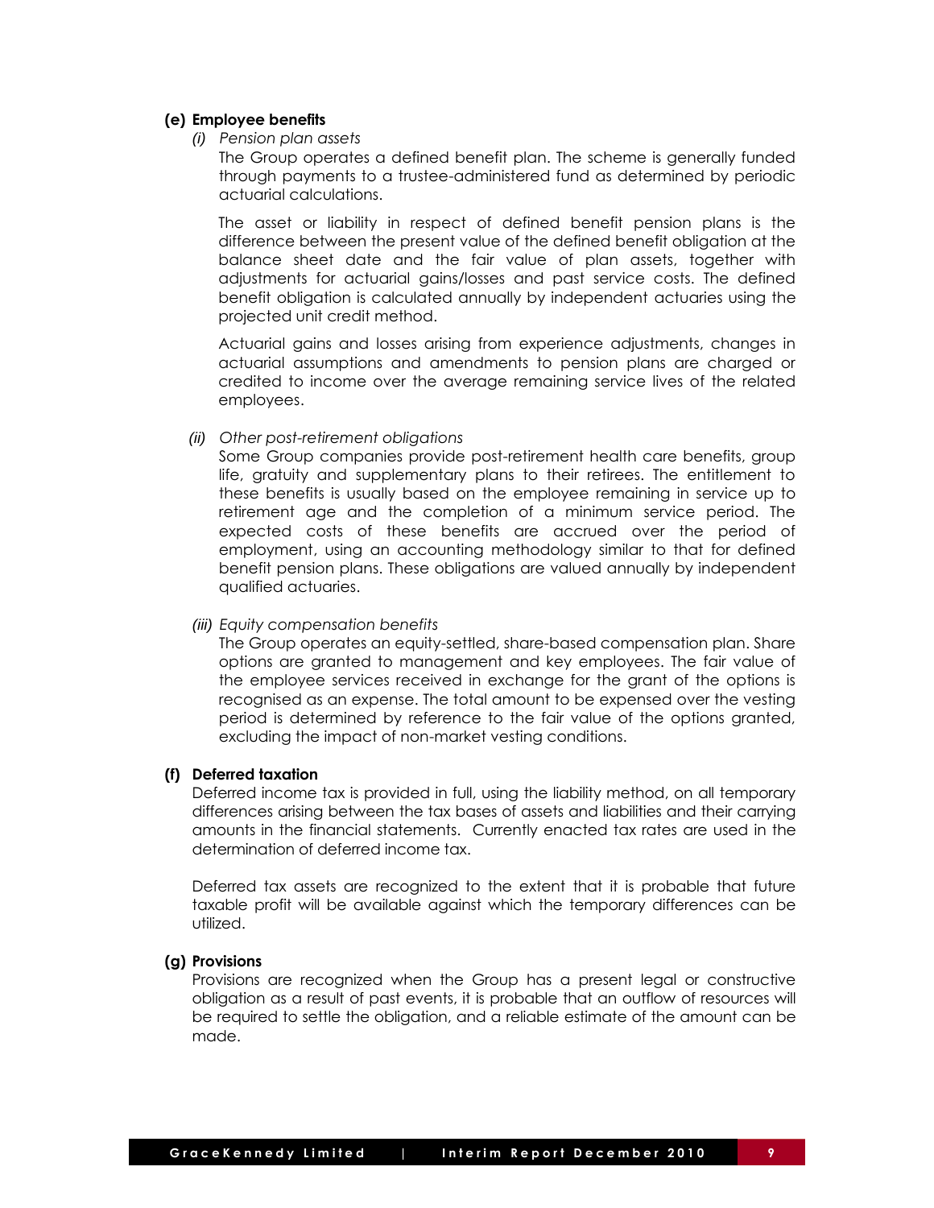**(e) Employee benefits**

*(i) Pension plan assets*

The Group operates a defined benefit plan. The scheme is generally funded through payments to a trustee-administered fund as determined by periodic actuarial calculations.

The asset or liability in respect of defined benefit pension plans is the difference between the present value of the defined benefit obligation at the balance sheet date and the fair value of plan assets, together with adjustments for actuarial gains/losses and past service costs. The defined benefit obligation is calculated annually by independent actuaries using the projected unit credit method.

Actuarial gains and losses arising from experience adjustments, changes in actuarial assumptions and amendments to pension plans are charged or credited to income over the average remaining service lives of the related employees.

*(ii) Other post-retirement obligations*

Some Group companies provide post-retirement health care benefits, group life, gratuity and supplementary plans to their retirees. The entitlement to these benefits is usually based on the employee remaining in service up to retirement age and the completion of a minimum service period. The expected costs of these benefits are accrued over the period of employment, using an accounting methodology similar to that for defined benefit pension plans. These obligations are valued annually by independent qualified actuaries.

*(iii) Equity compensation benefits*

The Group operates an equity-settled, share-based compensation plan. Share options are granted to management and key employees. The fair value of the employee services received in exchange for the grant of the options is recognised as an expense. The total amount to be expensed over the vesting period is determined by reference to the fair value of the options granted, excluding the impact of non-market vesting conditions.

**(f) Deferred taxation**

Deferred income tax is provided in full, using the liability method, on all temporary differences arising between the tax bases of assets and liabilities and their carrying amounts in the financial statements. Currently enacted tax rates are used in the determination of deferred income tax.

Deferred tax assets are recognized to the extent that it is probable that future taxable profit will be available against which the temporary differences can be utilized.

**(g) Provisions**

Provisions are recognized when the Group has a present legal or constructive obligation as a result of past events, it is probable that an outflow of resources will be required to settle the obligation, and a reliable estimate of the amount can be made.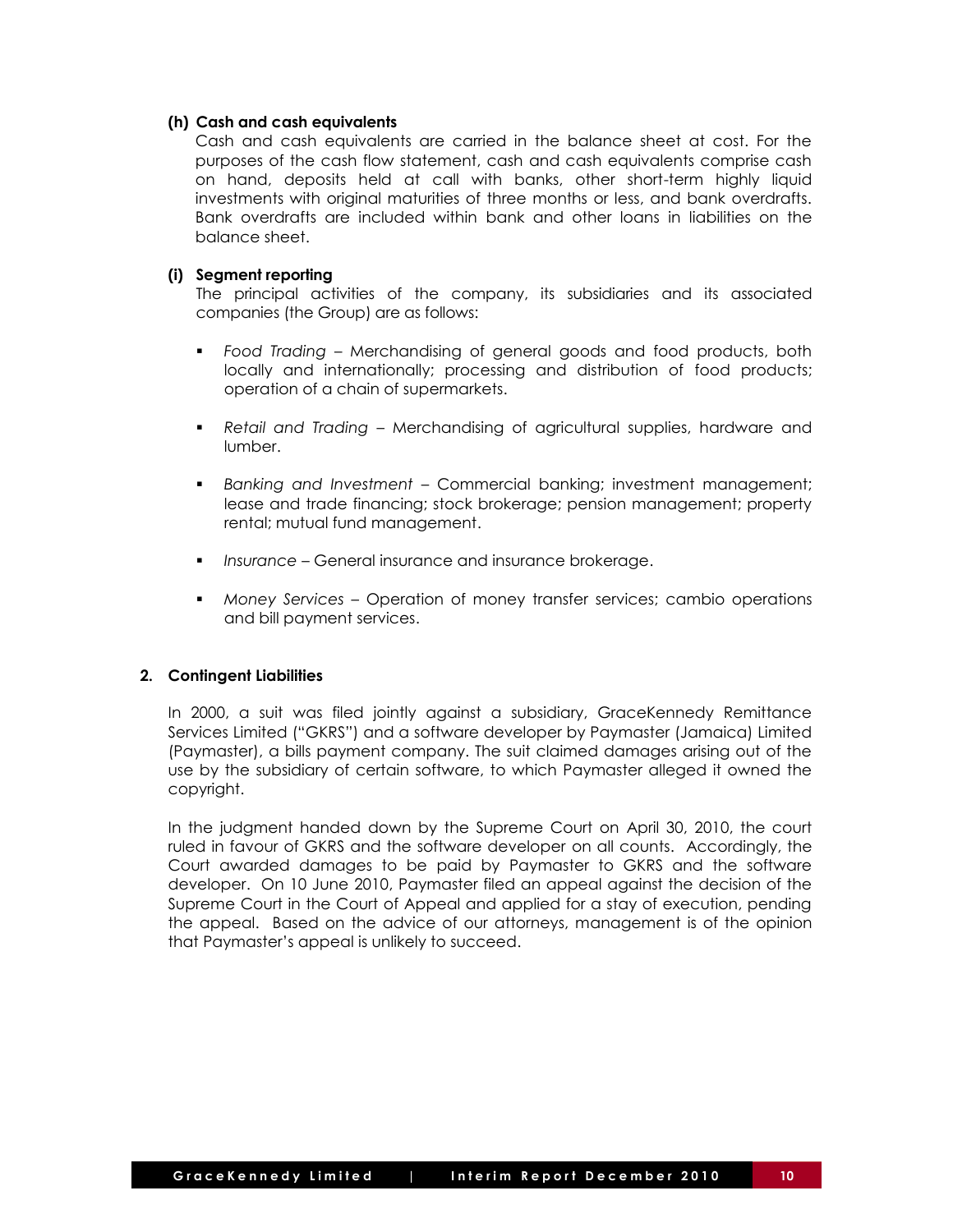**(h) Cash and cash equivalents**

Cash and cash equivalents are carried in the balance sheet at cost. For the purposes of the cash flow statement, cash and cash equivalents comprise cash on hand, deposits held at call with banks, other short-term highly liquid investments with original maturities of three months or less, and bank overdrafts. Bank overdrafts are included within bank and other loans in liabilities on the balance sheet.

**(i) Segment reporting**

The principal activities of the company, its subsidiaries and its associated companies (the Group) are as follows:

- *Food Trading* – Merchandising of general goods and food products, both locally and internationally; processing and distribution of food products; operation of a chain of supermarkets.
- *Retail and Trading* – Merchandising of agricultural supplies, hardware and lumber.
- *Banking and Investment* – Commercial banking; investment management; lease and trade financing; stock brokerage; pension management; property rental; mutual fund management.
- *Insurance* – General insurance and insurance brokerage.
- *Money Services* – Operation of money transfer services; cambio operations and bill payment services.

## 2. Contingent Liabilities

In 2000, a suit was filed jointly against a subsidiary, GraceKennedy Remittance Services Limited ("GKRS") and a software developer by Paymaster (Jamaica) Limited (Paymaster), a bills payment company. The suit claimed damages arising out of the use by the subsidiary of certain software, to which Paymaster alleged it owned the copyright.

In the judgment handed down by the Supreme Court on April 30, 2010, the court ruled in favour of GKRS and the software developer on all counts. Accordingly, the Court awarded damages to be paid by Paymaster to GKRS and the software developer. On 10 June 2010, Paymaster filed an appeal against the decision of the Supreme Court in the Court of Appeal and applied for a stay of execution, pending the appeal. Based on the advice of our attorneys, management is of the opinion that Paymaster's appeal is unlikely to succeed.